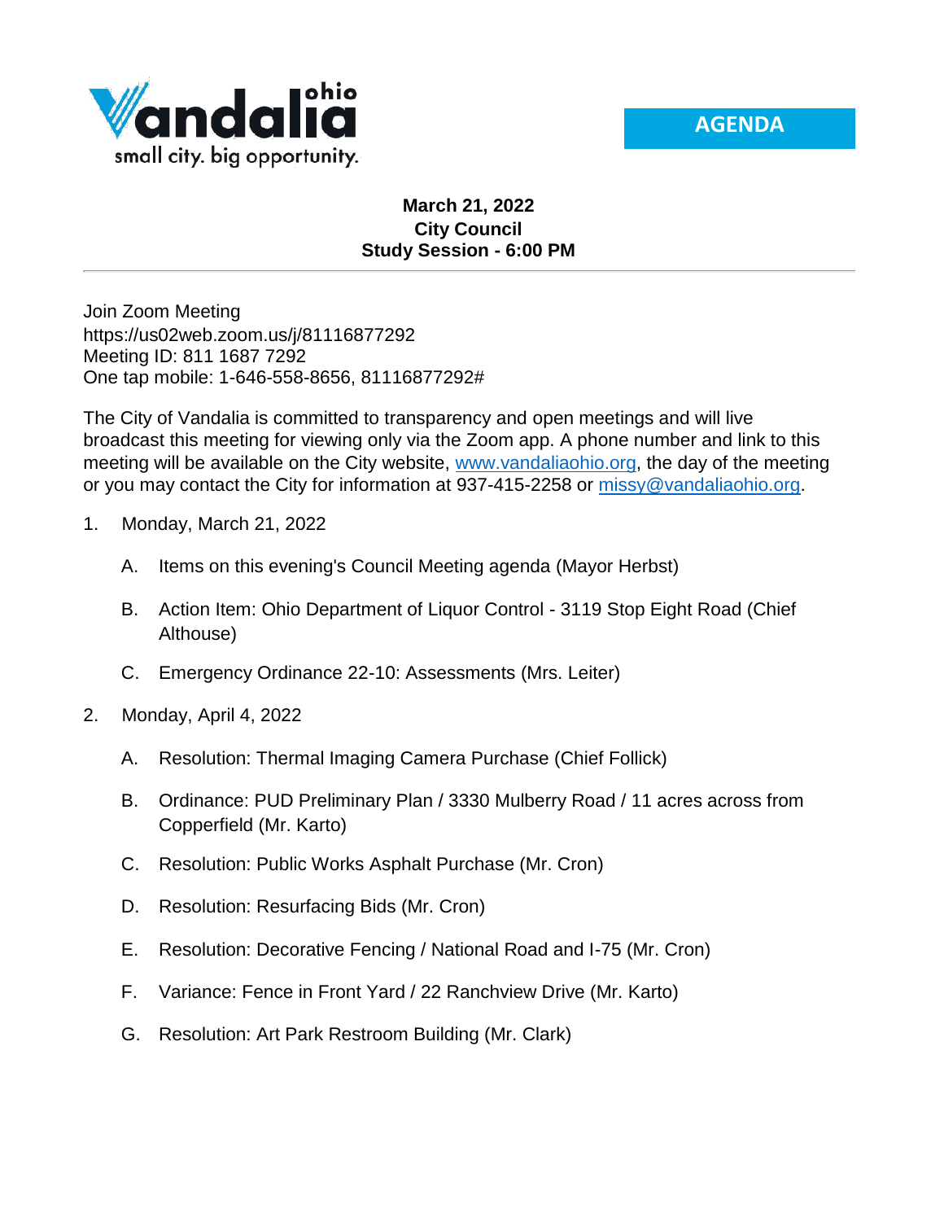Vandalia ohio

small city. big opportunity.

**AGENDA**

**March 21, 2022**
**City Council**
**Study Session - 6:00 PM**

---

Join Zoom Meeting
https://us02web.zoom.us/j/81116877292
Meeting ID: 811 1687 7292
One tap mobile: 1-646-558-8656, 81116877292#

The City of Vandalia is committed to transparency and open meetings and will live broadcast this meeting for viewing only via the Zoom app. A phone number and link to this meeting will be available on the City website, www.vandaliaohio.org, the day of the meeting or you may contact the City for information at 937-415-2258 or missy@vandaliaohio.org.

1. Monday, March 21, 2022

   A. Items on this evening's Council Meeting agenda (Mayor Herbst)

   B. Action Item: Ohio Department of Liquor Control - 3119 Stop Eight Road (Chief Althouse)

   C. Emergency Ordinance 22-10: Assessments (Mrs. Leiter)

2. Monday, April 4, 2022

   A. Resolution: Thermal Imaging Camera Purchase (Chief Follick)

   B. Ordinance: PUD Preliminary Plan / 3330 Mulberry Road / 11 acres across from Copperfield (Mr. Karto)

   C. Resolution: Public Works Asphalt Purchase (Mr. Cron)

   D. Resolution: Resurfacing Bids (Mr. Cron)

   E. Resolution: Decorative Fencing / National Road and I-75 (Mr. Cron)

   F. Variance: Fence in Front Yard / 22 Ranchview Drive (Mr. Karto)

   G. Resolution: Art Park Restroom Building (Mr. Clark)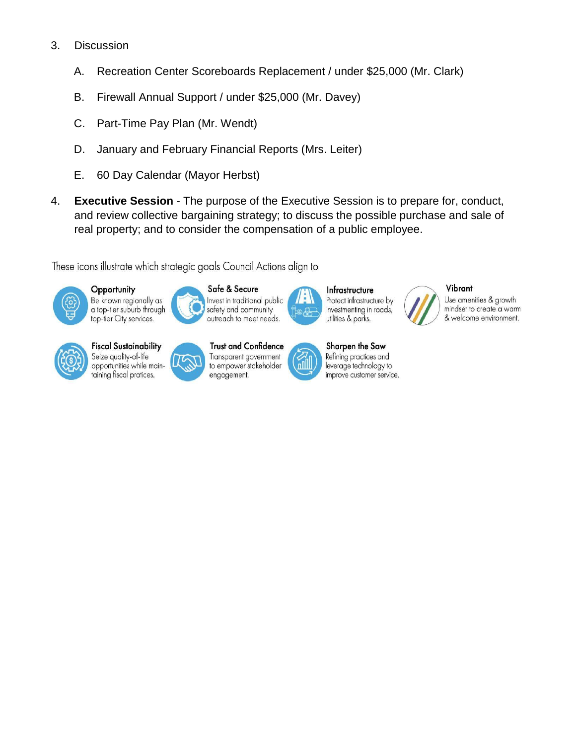3. Discussion

   A. Recreation Center Scoreboards Replacement / under $25,000 (Mr. Clark)

   B. Firewall Annual Support / under $25,000 (Mr. Davey)

   C. Part-Time Pay Plan (Mr. Wendt)

   D. January and February Financial Reports (Mrs. Leiter)

   E. 60 Day Calendar (Mayor Herbst)

4. **Executive Session** - The purpose of the Executive Session is to prepare for, conduct, and review collective bargaining strategy; to discuss the possible purchase and sale of real property; and to consider the compensation of a public employee.

These icons illustrate which strategic goals Council Actions align to

**Opportunity**
Be known regionally as a top-tier suburb through top-tier City services.

**Safe & Secure**
Invest in traditional public safety and community outreach to meet needs.

**Infrastructure**
Protect infrastructure by investmenting in roads, utilities & parks.

**Vibrant**
Use amenities & growth mindset to create a warm & welcome environment.

**Fiscal Sustainability**
Seize quality-of-life opportunities while maintaining fiscal pratices.

**Trust and Confidence**
Transparent government to empower stakeholder engagement.

**Sharpen the Saw**
Refining practices and leverage technology to improve customer service.